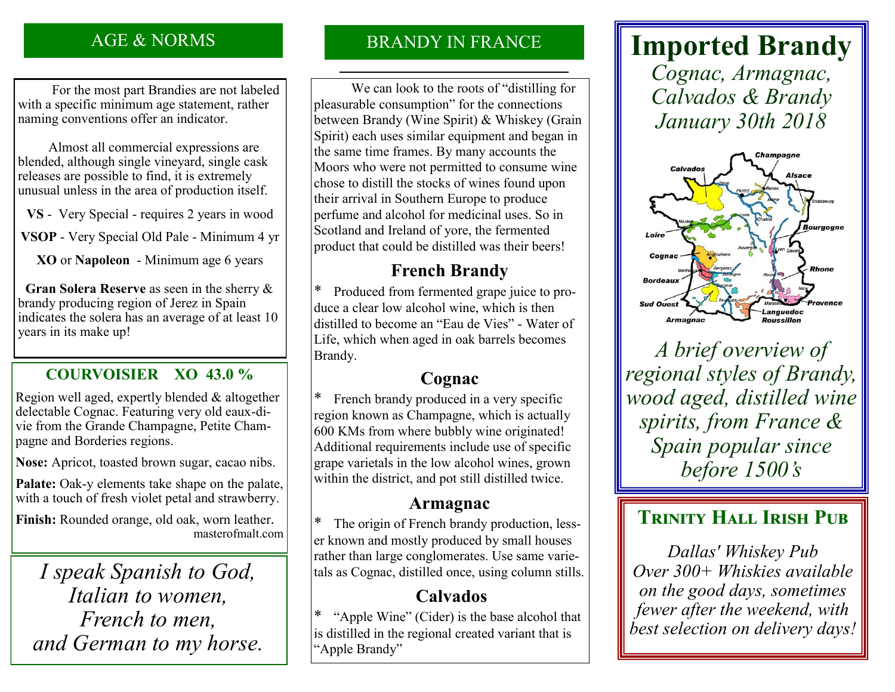## AGE & NORMS

For the most part Brandies are not labeled with a specific minimum age statement, rather naming conventions offer an indicator.

Almost all commercial expressions are blended, although single vineyard, single cask releases are possible to find, it is extremely unusual unless in the area of production itself.

**VS** - Very Special - requires 2 years in wood

**VSOP** - Very Special Old Pale - Minimum 4 yr

**XO** or **Napoleon** - Minimum age 6 years

**Gran Solera Reserve** as seen in the sherry & brandy producing region of Jerez in Spain indicates the solera has an average of at least 10 years in its make up!

### COURVOISIER XO 43.0 %

Region well aged, expertly blended & altogether delectable Cognac. Featuring very old eaux-di-vie from the Grande Champagne, Petite Champagne and Borderies regions.

**Nose:** Apricot, toasted brown sugar, cacao nibs.

**Palate:** Oak-y elements take shape on the palate, with a touch of fresh violet petal and strawberry.

**Finish:** Rounded orange, old oak, worn leather.

masterofmalt.com

*I speak Spanish to God,*
*Italian to women,*
*French to men,*
*and German to my horse.*

## BRANDY IN FRANCE

We can look to the roots of "distilling for pleasurable consumption" for the connections between Brandy (Wine Spirit) & Whiskey (Grain Spirit) each uses similar equipment and began in the same time frames. By many accounts the Moors who were not permitted to consume wine chose to distill the stocks of wines found upon their arrival in Southern Europe to produce perfume and alcohol for medicinal uses. So in Scotland and Ireland of yore, the fermented product that could be distilled was their beers!

### French Brandy

* Produced from fermented grape juice to produce a clear low alcohol wine, which is then distilled to become an "Eau de Vies" - Water of Life, which when aged in oak barrels becomes Brandy.

### Cognac

* French brandy produced in a very specific region known as Champagne, which is actually 600 KMs from where bubbly wine originated! Additional requirements include use of specific grape varietals in the low alcohol wines, grown within the district, and pot still distilled twice.

### Armagnac

* The origin of French brandy production, lesser known and mostly produced by small houses rather than large conglomerates. Use same varietals as Cognac, distilled once, using column stills.

### Calvados

* "Apple Wine" (Cider) is the base alcohol that is distilled in the regional created variant that is "Apple Brandy"

# Imported Brandy

*Cognac, Armagnac,*
*Calvados & Brandy*
*January 30th 2018*

*A brief overview of regional styles of Brandy, wood aged, distilled wine spirits, from France & Spain popular since before 1500's*

## Trinity Hall Irish Pub

*Dallas' Whiskey Pub*
*Over 300+ Whiskies available on the good days, sometimes fewer after the weekend, with best selection on delivery days!*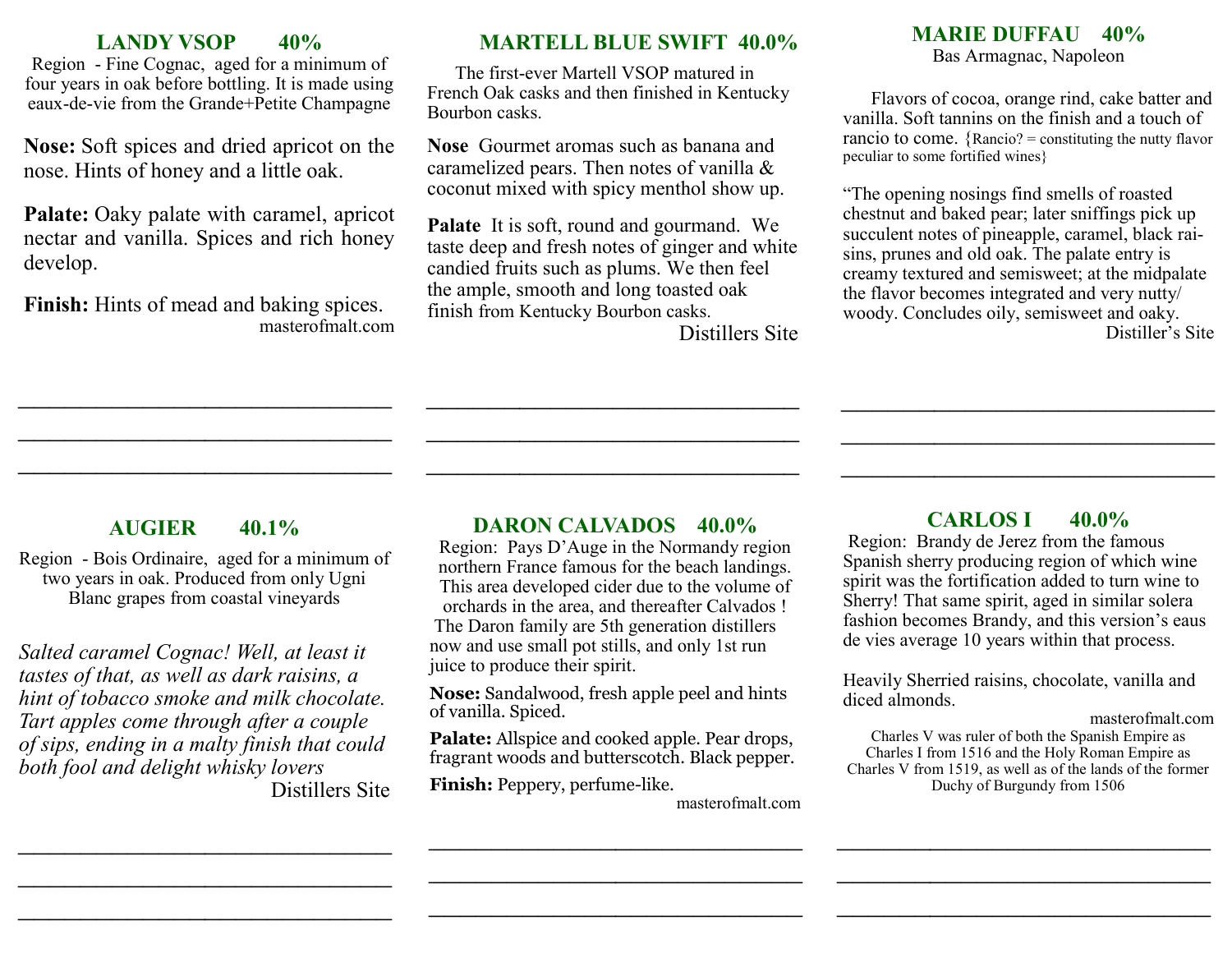## LANDY VSOP 40%

Region - Fine Cognac, aged for a minimum of four years in oak before bottling. It is made using eaux-de-vie from the Grande+Petite Champagne

**Nose:** Soft spices and dried apricot on the nose. Hints of honey and a little oak.

**Palate:** Oaky palate with caramel, apricot nectar and vanilla. Spices and rich honey develop.

**Finish:** Hints of mead and baking spices.

masterofmalt.com

___________________________________

___________________________________

___________________________________

## MARTELL BLUE SWIFT 40.0%

The first-ever Martell VSOP matured in French Oak casks and then finished in Kentucky Bourbon casks.

**Nose** Gourmet aromas such as banana and caramelized pears. Then notes of vanilla & coconut mixed with spicy menthol show up.

**Palate** It is soft, round and gourmand. We taste deep and fresh notes of ginger and white candied fruits such as plums. We then feel the ample, smooth and long toasted oak finish from Kentucky Bourbon casks.

Distillers Site

___________________________________

___________________________________

___________________________________

## MARIE DUFFAU 40%

Bas Armagnac, Napoleon

Flavors of cocoa, orange rind, cake batter and vanilla. Soft tannins on the finish and a touch of rancio to come. {Rancio? = constituting the nutty flavor peculiar to some fortified wines}

"The opening nosings find smells of roasted chestnut and baked pear; later sniffings pick up succulent notes of pineapple, caramel, black raisins, prunes and old oak. The palate entry is creamy textured and semisweet; at the midpalate the flavor becomes integrated and very nutty/ woody. Concludes oily, semisweet and oaky.

Distiller's Site

___________________________________

___________________________________

___________________________________

## AUGIER 40.1%

Region - Bois Ordinaire, aged for a minimum of two years in oak. Produced from only Ugni Blanc grapes from coastal vineyards

*Salted caramel Cognac! Well, at least it tastes of that, as well as dark raisins, a hint of tobacco smoke and milk chocolate. Tart apples come through after a couple of sips, ending in a malty finish that could both fool and delight whisky lovers*

Distillers Site

___________________________________

___________________________________

___________________________________

## DARON CALVADOS 40.0%

Region: Pays D'Auge in the Normandy region northern France famous for the beach landings. This area developed cider due to the volume of orchards in the area, and thereafter Calvados ! The Daron family are 5th generation distillers now and use small pot stills, and only 1st run juice to produce their spirit.

**Nose:** Sandalwood, fresh apple peel and hints of vanilla. Spiced.

**Palate:** Allspice and cooked apple. Pear drops, fragrant woods and butterscotch. Black pepper.

**Finish:** Peppery, perfume-like.

masterofmalt.com

___________________________________

___________________________________

___________________________________

## CARLOS I 40.0%

Region: Brandy de Jerez from the famous Spanish sherry producing region of which wine spirit was the fortification added to turn wine to Sherry! That same spirit, aged in similar solera fashion becomes Brandy, and this version's eaus de vies average 10 years within that process.

Heavily Sherried raisins, chocolate, vanilla and diced almonds.

masterofmalt.com

Charles V was ruler of both the Spanish Empire as Charles I from 1516 and the Holy Roman Empire as Charles V from 1519, as well as of the lands of the former Duchy of Burgundy from 1506

___________________________________

___________________________________

___________________________________